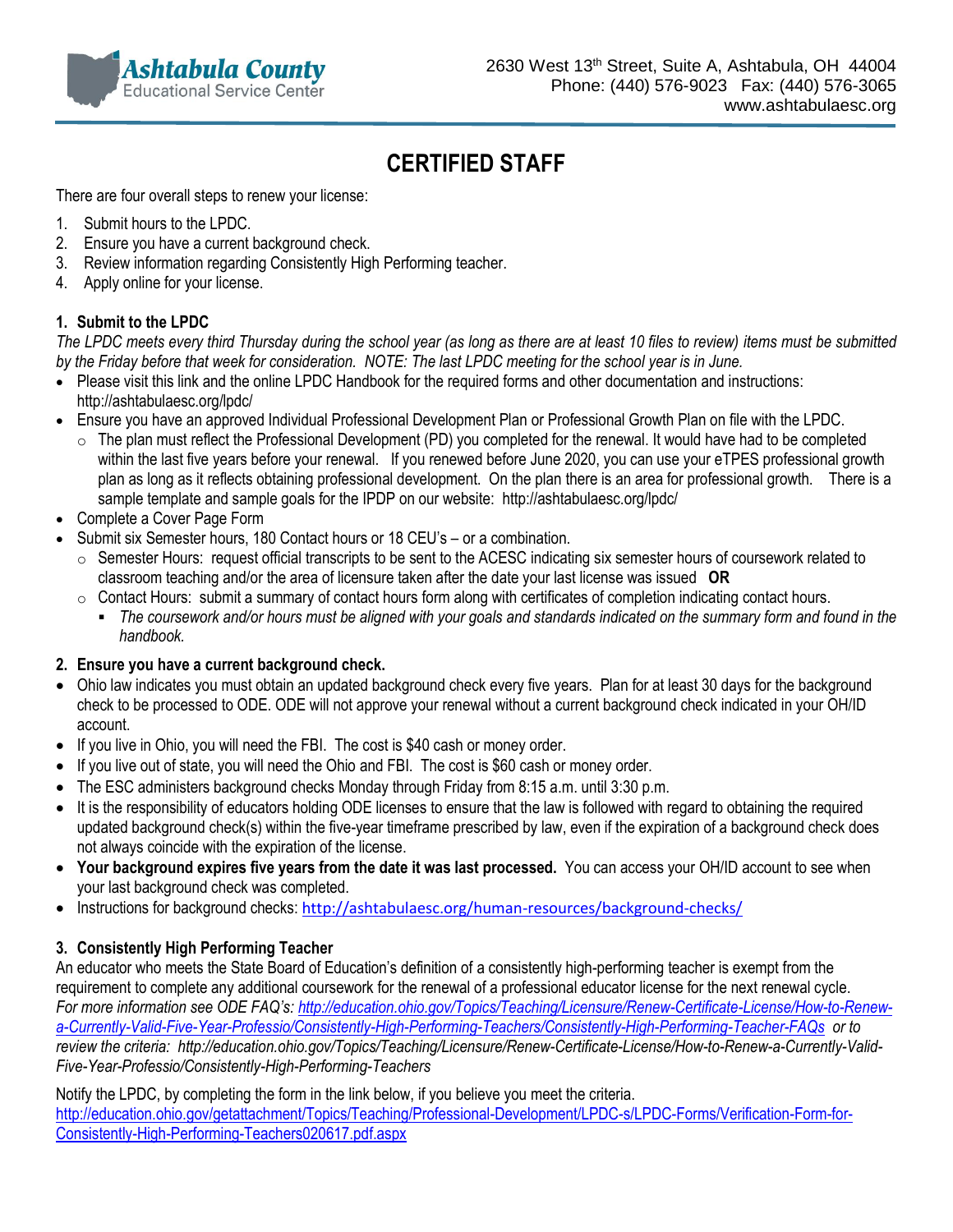Ashtabula County
Educational Service Center

2630 West 13th Street, Suite A, Ashtabula, OH 44004
Phone: (440) 576-9023 Fax: (440) 576-3065
www.ashtabulaesc.org

# CERTIFIED STAFF

There are four overall steps to renew your license:

1. Submit hours to the LPDC.
2. Ensure you have a current background check.
3. Review information regarding Consistently High Performing teacher.
4. Apply online for your license.

## 1. Submit to the LPDC

*The LPDC meets every third Thursday during the school year (as long as there are at least 10 files to review) items must be submitted by the Friday before that week for consideration. NOTE: The last LPDC meeting for the school year is in June.*

- Please visit this link and the online LPDC Handbook for the required forms and other documentation and instructions: http://ashtabulaesc.org/lpdc/
- Ensure you have an approved Individual Professional Development Plan or Professional Growth Plan on file with the LPDC.
  - The plan must reflect the Professional Development (PD) you completed for the renewal. It would have had to be completed within the last five years before your renewal. If you renewed before June 2020, you can use your eTPES professional growth plan as long as it reflects obtaining professional development. On the plan there is an area for professional growth. There is a sample template and sample goals for the IPDP on our website: http://ashtabulaesc.org/lpdc/
- Complete a Cover Page Form
- Submit six Semester hours, 180 Contact hours or 18 CEU's – or a combination.
  - Semester Hours: request official transcripts to be sent to the ACESC indicating six semester hours of coursework related to classroom teaching and/or the area of licensure taken after the date your last license was issued **OR**
  - Contact Hours: submit a summary of contact hours form along with certificates of completion indicating contact hours.
    - *The coursework and/or hours must be aligned with your goals and standards indicated on the summary form and found in the handbook.*

## 2. Ensure you have a current background check.

- Ohio law indicates you must obtain an updated background check every five years. Plan for at least 30 days for the background check to be processed to ODE. ODE will not approve your renewal without a current background check indicated in your OH/ID account.
- If you live in Ohio, you will need the FBI. The cost is $40 cash or money order.
- If you live out of state, you will need the Ohio and FBI. The cost is $60 cash or money order.
- The ESC administers background checks Monday through Friday from 8:15 a.m. until 3:30 p.m.
- It is the responsibility of educators holding ODE licenses to ensure that the law is followed with regard to obtaining the required updated background check(s) within the five-year timeframe prescribed by law, even if the expiration of a background check does not always coincide with the expiration of the license.
- **Your background expires five years from the date it was last processed.** You can access your OH/ID account to see when your last background check was completed.
- Instructions for background checks: http://ashtabulaesc.org/human-resources/background-checks/

## 3. Consistently High Performing Teacher

An educator who meets the State Board of Education's definition of a consistently high-performing teacher is exempt from the requirement to complete any additional coursework for the renewal of a professional educator license for the next renewal cycle. *For more information see ODE FAQ's: http://education.ohio.gov/Topics/Teaching/Licensure/Renew-Certificate-License/How-to-Renew-a-Currently-Valid-Five-Year-Professio/Consistently-High-Performing-Teachers/Consistently-High-Performing-Teacher-FAQs or to review the criteria: http://education.ohio.gov/Topics/Teaching/Licensure/Renew-Certificate-License/How-to-Renew-a-Currently-Valid-Five-Year-Professio/Consistently-High-Performing-Teachers*

Notify the LPDC, by completing the form in the link below, if you believe you meet the criteria.
http://education.ohio.gov/getattachment/Topics/Teaching/Professional-Development/LPDC-s/LPDC-Forms/Verification-Form-for-Consistently-High-Performing-Teachers020617.pdf.aspx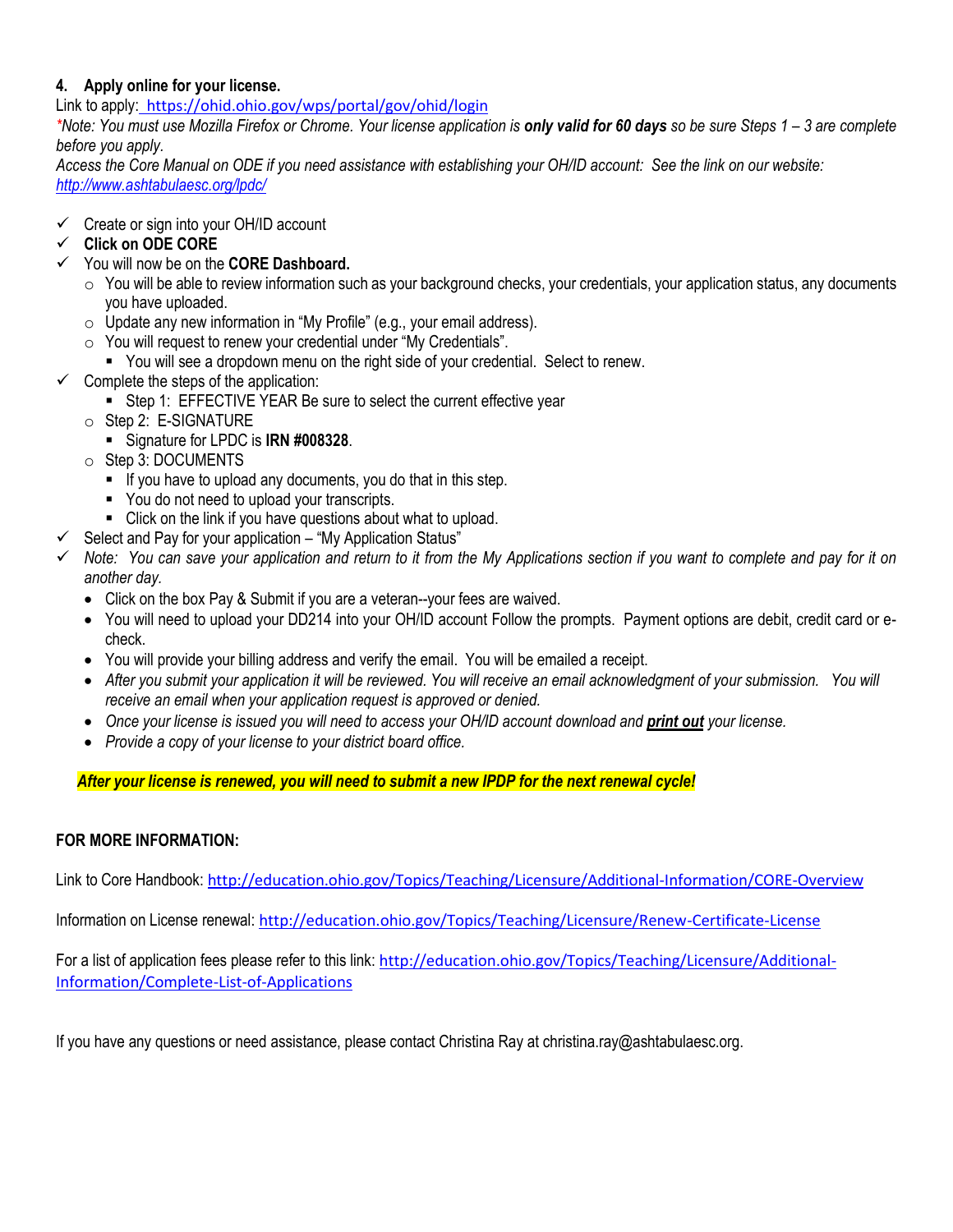**4. Apply online for your license.**

Link to apply: https://ohid.ohio.gov/wps/portal/gov/ohid/login

*\*Note: You must use Mozilla Firefox or Chrome. Your license application is **only valid for 60 days** so be sure Steps 1 – 3 are complete before you apply.*

*Access the Core Manual on ODE if you need assistance with establishing your OH/ID account: See the link on our website: http://www.ashtabulaesc.org/lpdc/*

- ✓ Create or sign into your OH/ID account
- ✓ **Click on ODE CORE**
- ✓ You will now be on the **CORE Dashboard.**
    - You will be able to review information such as your background checks, your credentials, your application status, any documents you have uploaded.
    - Update any new information in "My Profile" (e.g., your email address).
    - You will request to renew your credential under "My Credentials".
        - You will see a dropdown menu on the right side of your credential. Select to renew.
- ✓ Complete the steps of the application:
        - Step 1: EFFECTIVE YEAR Be sure to select the current effective year
    - Step 2: E-SIGNATURE
        - Signature for LPDC is **IRN #008328**.
    - Step 3: DOCUMENTS
        - If you have to upload any documents, you do that in this step.
        - You do not need to upload your transcripts.
        - Click on the link if you have questions about what to upload.
- ✓ Select and Pay for your application – "My Application Status"
- ✓ *Note: You can save your application and return to it from the My Applications section if you want to complete and pay for it on another day.*
    - Click on the box Pay & Submit if you are a veteran--your fees are waived.
    - You will need to upload your DD214 into your OH/ID account Follow the prompts. Payment options are debit, credit card or e-check.
    - You will provide your billing address and verify the email. You will be emailed a receipt.
    - *After you submit your application it will be reviewed. You will receive an email acknowledgment of your submission. You will receive an email when your application request is approved or denied.*
    - *Once your license is issued you will need to access your OH/ID account download and **print out** your license.*
    - *Provide a copy of your license to your district board office.*

***After your license is renewed, you will need to submit a new IPDP for the next renewal cycle!***

**FOR MORE INFORMATION:**

Link to Core Handbook: http://education.ohio.gov/Topics/Teaching/Licensure/Additional-Information/CORE-Overview

Information on License renewal: http://education.ohio.gov/Topics/Teaching/Licensure/Renew-Certificate-License

For a list of application fees please refer to this link: http://education.ohio.gov/Topics/Teaching/Licensure/Additional-Information/Complete-List-of-Applications

If you have any questions or need assistance, please contact Christina Ray at christina.ray@ashtabulaesc.org.